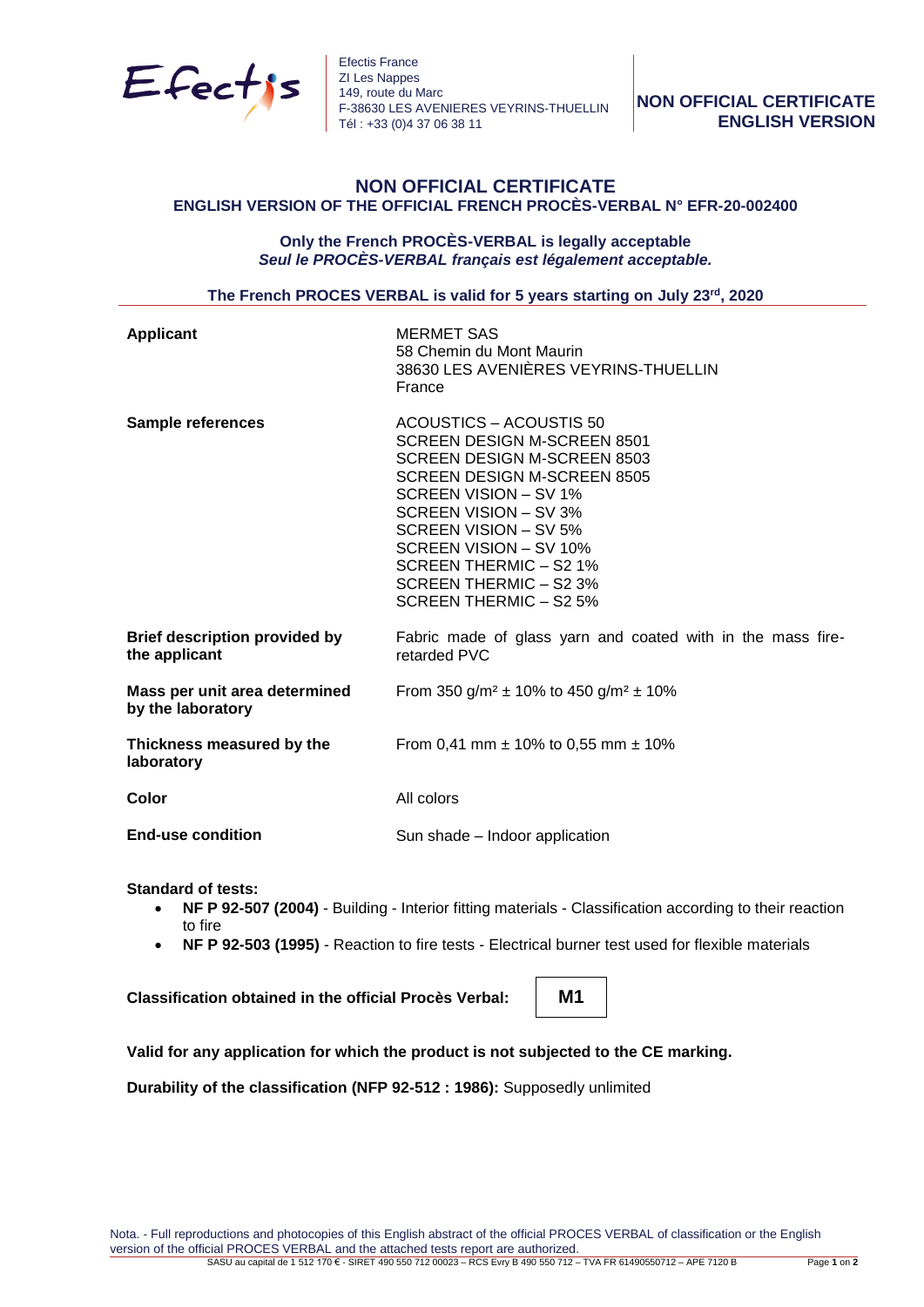Efectis France
ZI Les Nappes
149, route du Marc
F-38630 LES AVENIERES VEYRINS-THUELLIN
Tél : +33 (0)4 37 06 38 11

**NON OFFICIAL CERTIFICATE**
**ENGLISH VERSION**

# NON OFFICIAL CERTIFICATE

## ENGLISH VERSION OF THE OFFICIAL FRENCH PROCÈS-VERBAL N° EFR-20-002400

**Only the French PROCÈS-VERBAL is legally acceptable**
***Seul le PROCÈS-VERBAL français est légalement acceptable.***

**The French PROCES VERBAL is valid for 5 years starting on July 23rd, 2020**

| | |
|---|---|
| **Applicant** | MERMET SAS<br>58 Chemin du Mont Maurin<br>38630 LES AVENIÈRES VEYRINS-THUELLIN<br>France |
| **Sample references** | ACOUSTICS – ACOUSTIS 50<br>SCREEN DESIGN M-SCREEN 8501<br>SCREEN DESIGN M-SCREEN 8503<br>SCREEN DESIGN M-SCREEN 8505<br>SCREEN VISION – SV 1%<br>SCREEN VISION – SV 3%<br>SCREEN VISION – SV 5%<br>SCREEN VISION – SV 10%<br>SCREEN THERMIC – S2 1%<br>SCREEN THERMIC – S2 3%<br>SCREEN THERMIC – S2 5% |
| **Brief description provided by the applicant** | Fabric made of glass yarn and coated with in the mass fire-retarded PVC |
| **Mass per unit area determined by the laboratory** | From 350 g/m² ± 10% to 450 g/m² ± 10% |
| **Thickness measured by the laboratory** | From 0,41 mm ± 10% to 0,55 mm ± 10% |
| **Color** | All colors |
| **End-use condition** | Sun shade – Indoor application |

**Standard of tests:**

- **NF P 92-507 (2004)** - Building - Interior fitting materials - Classification according to their reaction to fire
- **NF P 92-503 (1995)** - Reaction to fire tests - Electrical burner test used for flexible materials

**Classification obtained in the official Procès Verbal:** **M1**

**Valid for any application for which the product is not subjected to the CE marking.**

**Durability of the classification (NFP 92-512 : 1986):** Supposedly unlimited

Nota. - Full reproductions and photocopies of this English abstract of the official PROCES VERBAL of classification or the English version of the official PROCES VERBAL and the attached tests report are authorized.

SASU au capital de 1 512 170 € - SIRET 490 550 712 00023 – RCS Evry B 490 550 712 – TVA FR 61490550712 – APE 7120 B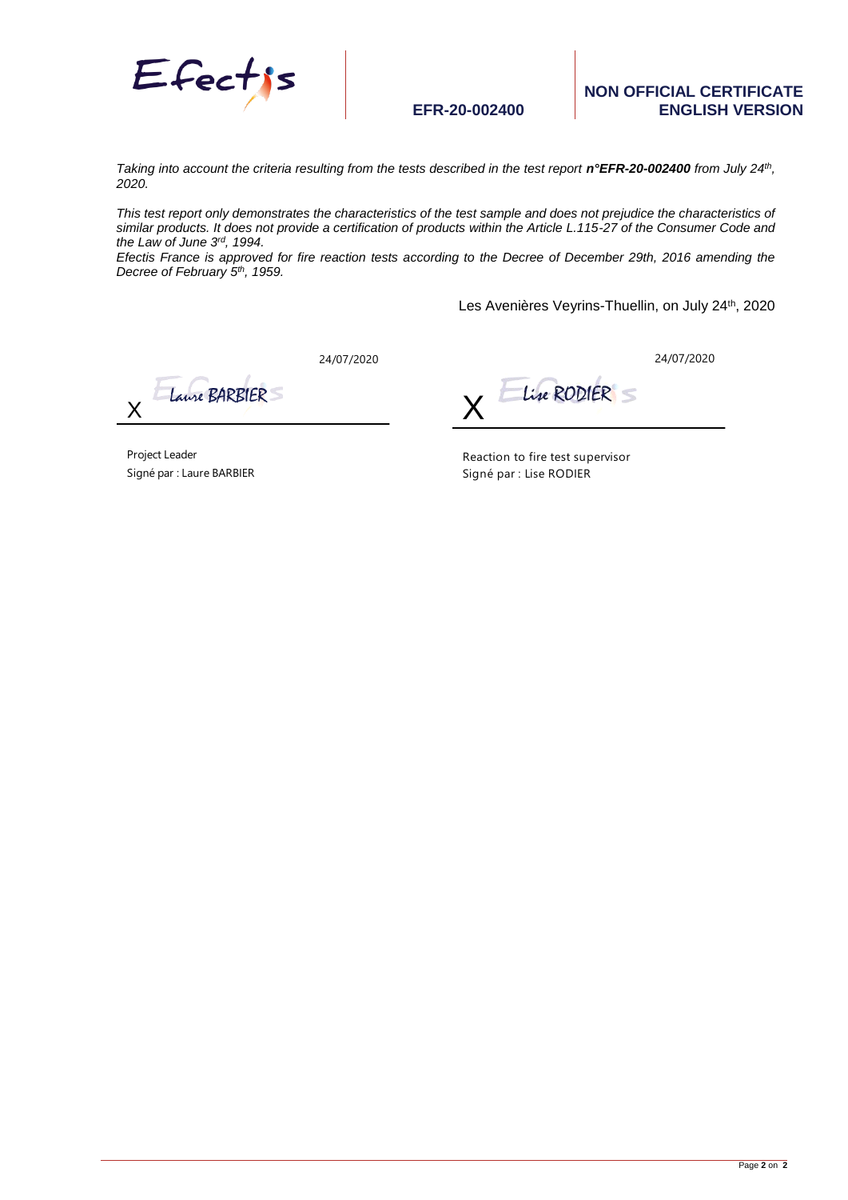*Taking into account the criteria resulting from the tests described in the test report **n°EFR-20-002400** from July 24th, 2020.*

*This test report only demonstrates the characteristics of the test sample and does not prejudice the characteristics of similar products. It does not provide a certification of products within the Article L.115-27 of the Consumer Code and the Law of June 3rd, 1994.*

*Efectis France is approved for fire reaction tests according to the Decree of December 29th, 2016 amending the Decree of February 5th, 1959.*

Les Avenières Veyrins-Thuellin, on July 24th, 2020

24/07/2020

X Laure BARBIER

Project Leader
Signé par : Laure BARBIER

24/07/2020

X Lise RODIER

Reaction to fire test supervisor
Signé par : Lise RODIER